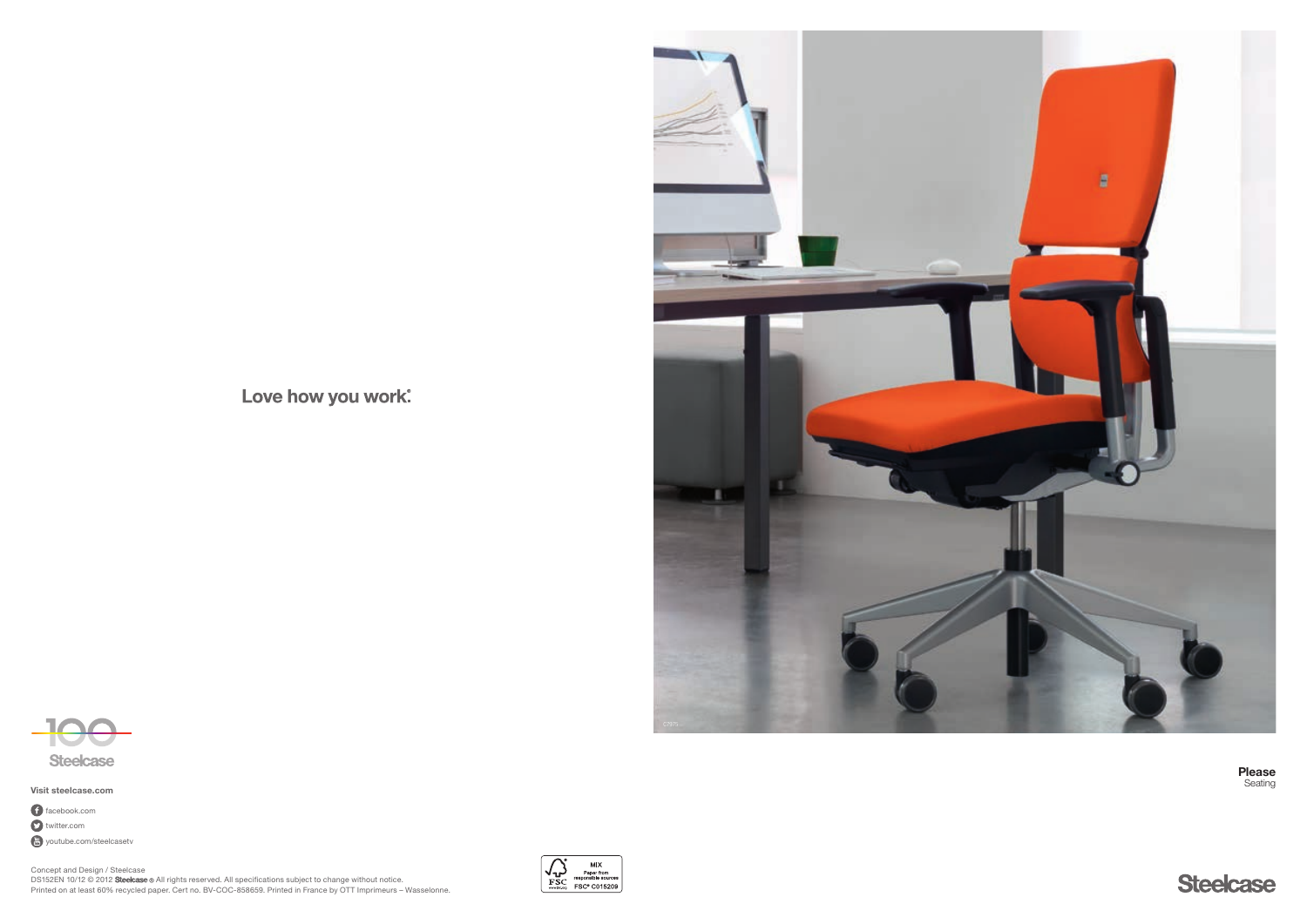Love how you work.

100 Steelcase

**Visit steelcase.com**

facebook.com

twitter.com

youtube.com/steelcasetv

Concept and Design / Steelcase
DS152EN 10/12 © 2012 Steelcase ® All rights reserved. All specifications subject to change without notice.
Printed on at least 60% recycled paper. Cert no. BV-COC-858659. Printed in France by OTT Imprimeurs – Wasselonne.

MIX
Paper from responsible sources
FSC® C015209

**Please**
Seating

Steelcase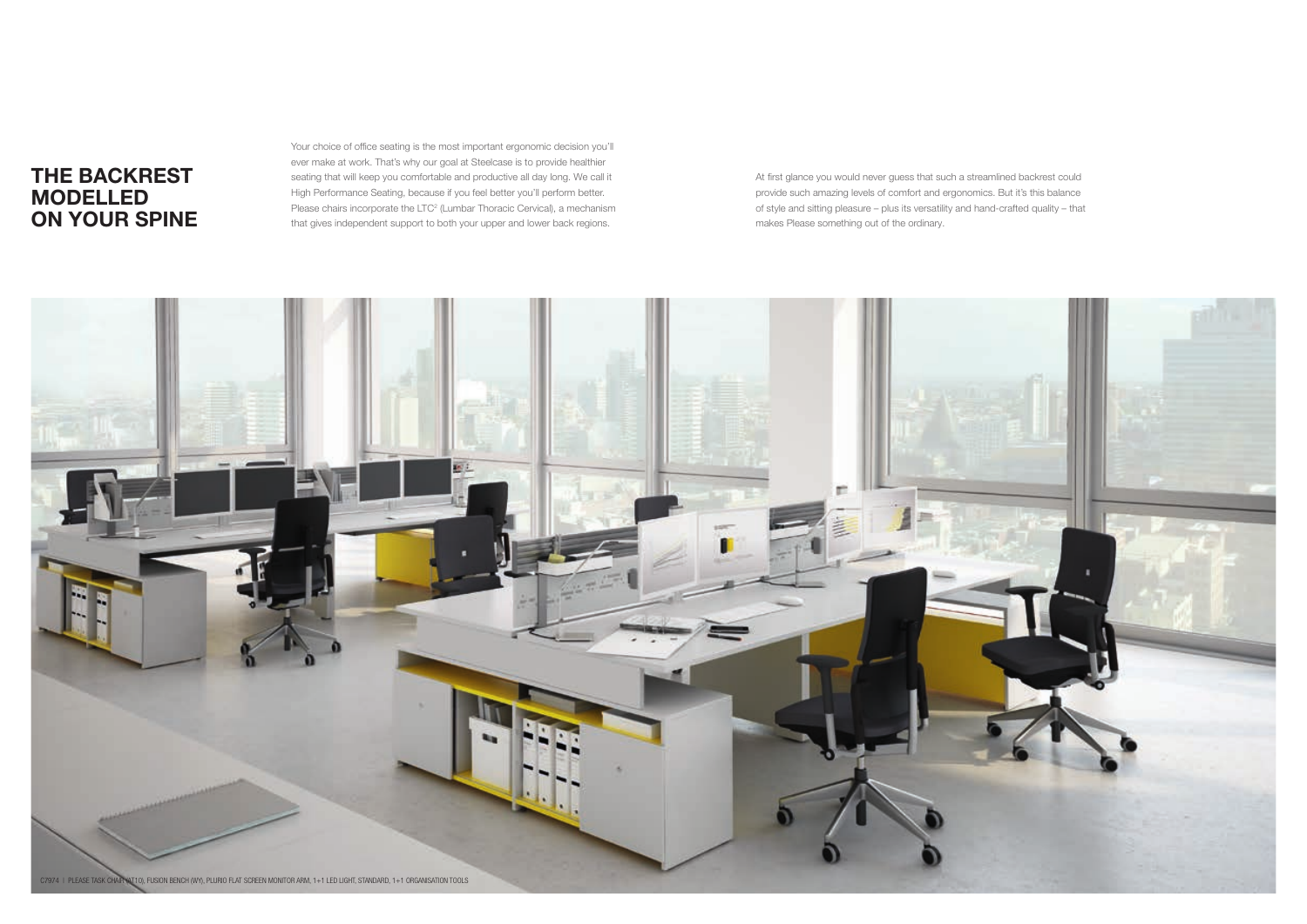# THE BACKREST MODELLED ON YOUR SPINE

Your choice of office seating is the most important ergonomic decision you'll ever make at work. That's why our goal at Steelcase is to provide healthier seating that will keep you comfortable and productive all day long. We call it High Performance Seating, because if you feel better you'll perform better. Please chairs incorporate the LTC[2] (Lumbar Thoracic Cervical), a mechanism that gives independent support to both your upper and lower back regions.

At first glance you would never guess that such a streamlined backrest could provide such amazing levels of comfort and ergonomics. But it's this balance of style and sitting pleasure – plus its versatility and hand-crafted quality – that makes Please something out of the ordinary.

C7974 | PLEASE TASK CHAIR (AT10), FUSION BENCH (WY), PLURIO FLAT SCREEN MONITOR ARM, 1+1 LED LIGHT, STANDARD, 1+1 ORGANISATION TOOLS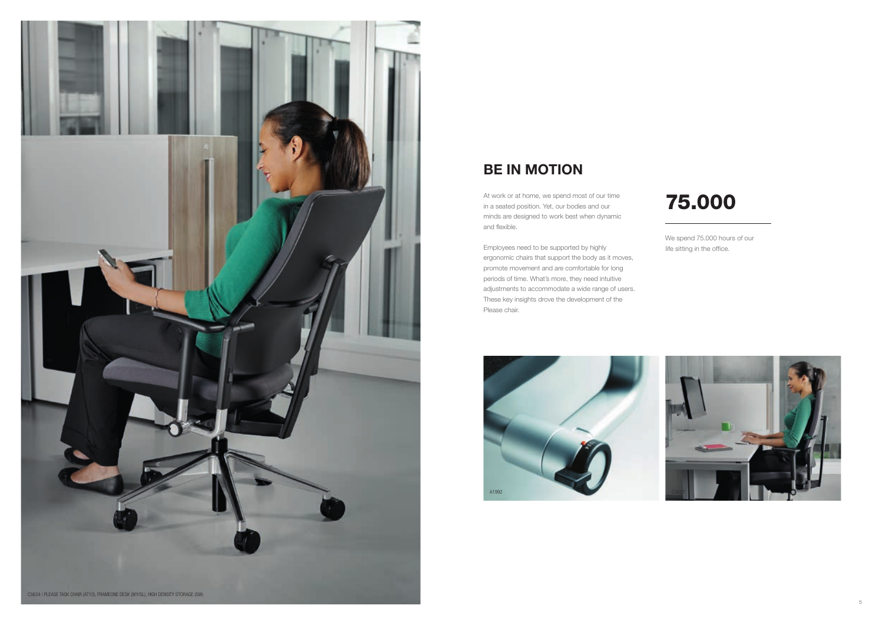## BE IN MOTION

At work or at home, we spend most of our time in a seated position. Yet, our bodies and our minds are designed to work best when dynamic and flexible.

Employees need to be supported by highly ergonomic chairs that support the body as it moves, promote movement and are comfortable for long periods of time. What's more, they need intuitive adjustments to accommodate a wide range of users. These key insights drove the development of the Please chair.

# 75.000

We spend 75.000 hours of our life sitting in the office.

A1992

C5637

C5634 | PLEASE TASK CHAIR (AT10), FRAMEONE DESK (WY/SL), HIGH DENSITY STORAGE (SW)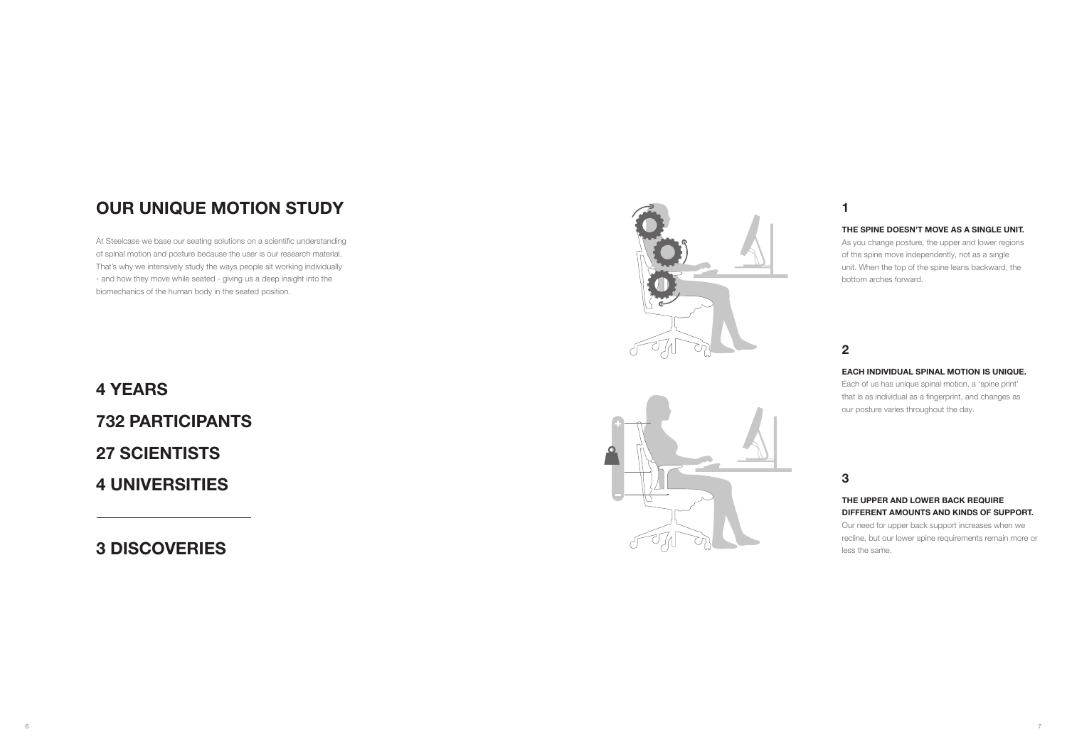# OUR UNIQUE MOTION STUDY

At Steelcase we base our seating solutions on a scientific understanding of spinal motion and posture because the user is our research material. That's why we intensively study the ways people sit working individually - and how they move while seated - giving us a deep insight into the biomechanics of the human body in the seated position.

## 4 YEARS

## 732 PARTICIPANTS

## 27 SCIENTISTS

## 4 UNIVERSITIES

---

## 3 DISCOVERIES

### 1

**THE SPINE DOESN'T MOVE AS A SINGLE UNIT.**

As you change posture, the upper and lower regions of the spine move independently, not as a single unit. When the top of the spine leans backward, the bottom arches forward.

### 2

**EACH INDIVIDUAL SPINAL MOTION IS UNIQUE.**

Each of us has unique spinal motion, a 'spine print' that is as individual as a fingerprint, and changes as our posture varies throughout the day.

### 3

**THE UPPER AND LOWER BACK REQUIRE DIFFERENT AMOUNTS AND KINDS OF SUPPORT.**

Our need for upper back support increases when we recline, but our lower spine requirements remain more or less the same.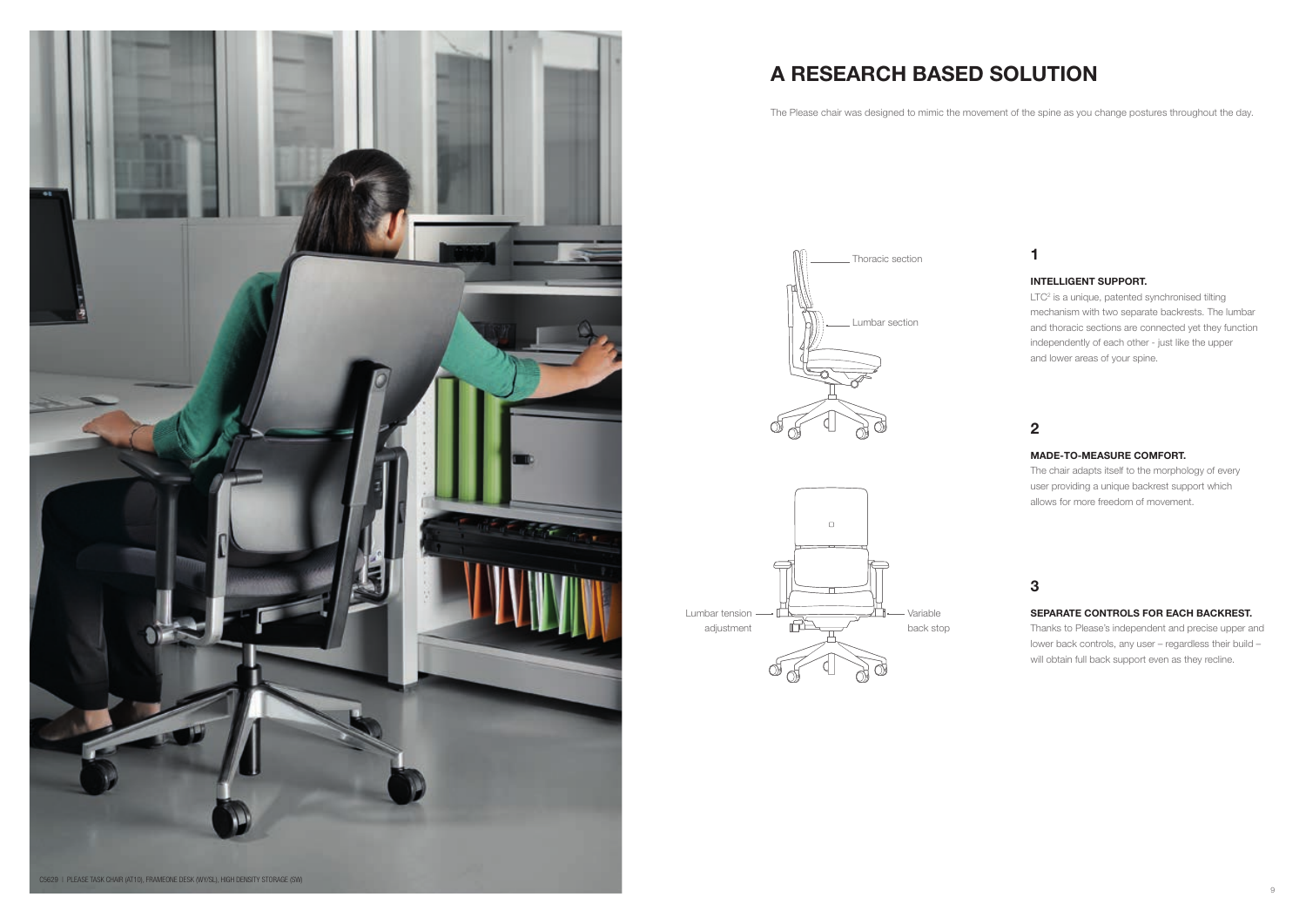C5629 | PLEASE TASK CHAIR (AT10), FRAMEONE DESK (WY/SL), HIGH DENSITY STORAGE (SW)

# A RESEARCH BASED SOLUTION

The Please chair was designed to mimic the movement of the spine as you change postures throughout the day.

Thoracic section

Lumbar section

Lumbar tension adjustment

Variable back stop

## 1

**INTELLIGENT SUPPORT.**

LTC[2] is a unique, patented synchronised tilting mechanism with two separate backrests. The lumbar and thoracic sections are connected yet they function independently of each other - just like the upper and lower areas of your spine.

## 2

**MADE-TO-MEASURE COMFORT.**

The chair adapts itself to the morphology of every user providing a unique backrest support which allows for more freedom of movement.

## 3

**SEPARATE CONTROLS FOR EACH BACKREST.**

Thanks to Please's independent and precise upper and lower back controls, any user – regardless their build – will obtain full back support even as they recline.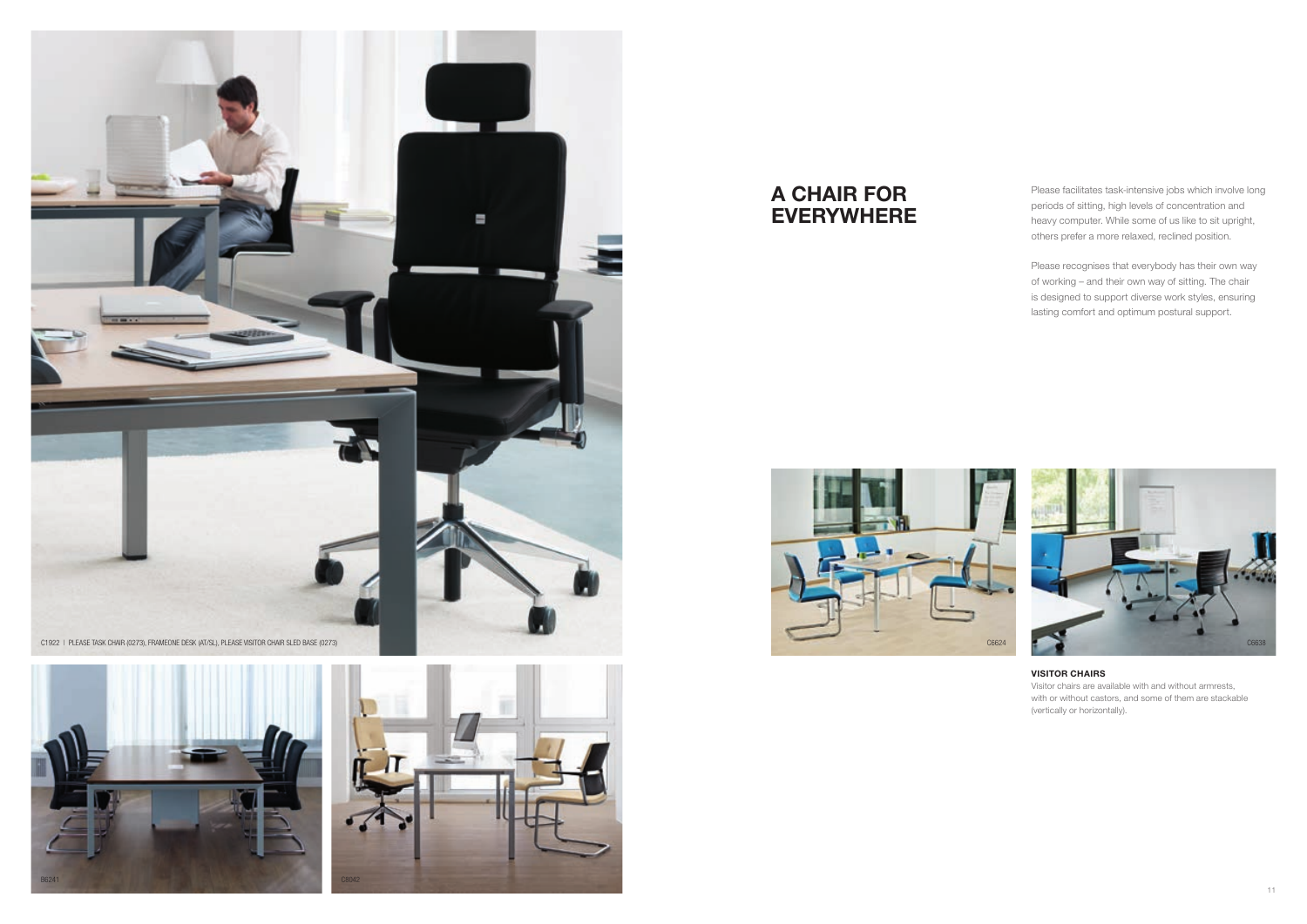C1922 | PLEASE TASK CHAIR (0273), FRAMEONE DESK (AT/SL), PLEASE VISITOR CHAIR SLED BASE (0273)

B6241

C8042

# A CHAIR FOR EVERYWHERE

Please facilitates task-intensive jobs which involve long periods of sitting, high levels of concentration and heavy computer. While some of us like to sit upright, others prefer a more relaxed, reclined position.

Please recognises that everybody has their own way of working – and their own way of sitting. The chair is designed to support diverse work styles, ensuring lasting comfort and optimum postural support.

C6624

C6638

**VISITOR CHAIRS**

Visitor chairs are available with and without armrests, with or without castors, and some of them are stackable (vertically or horizontally).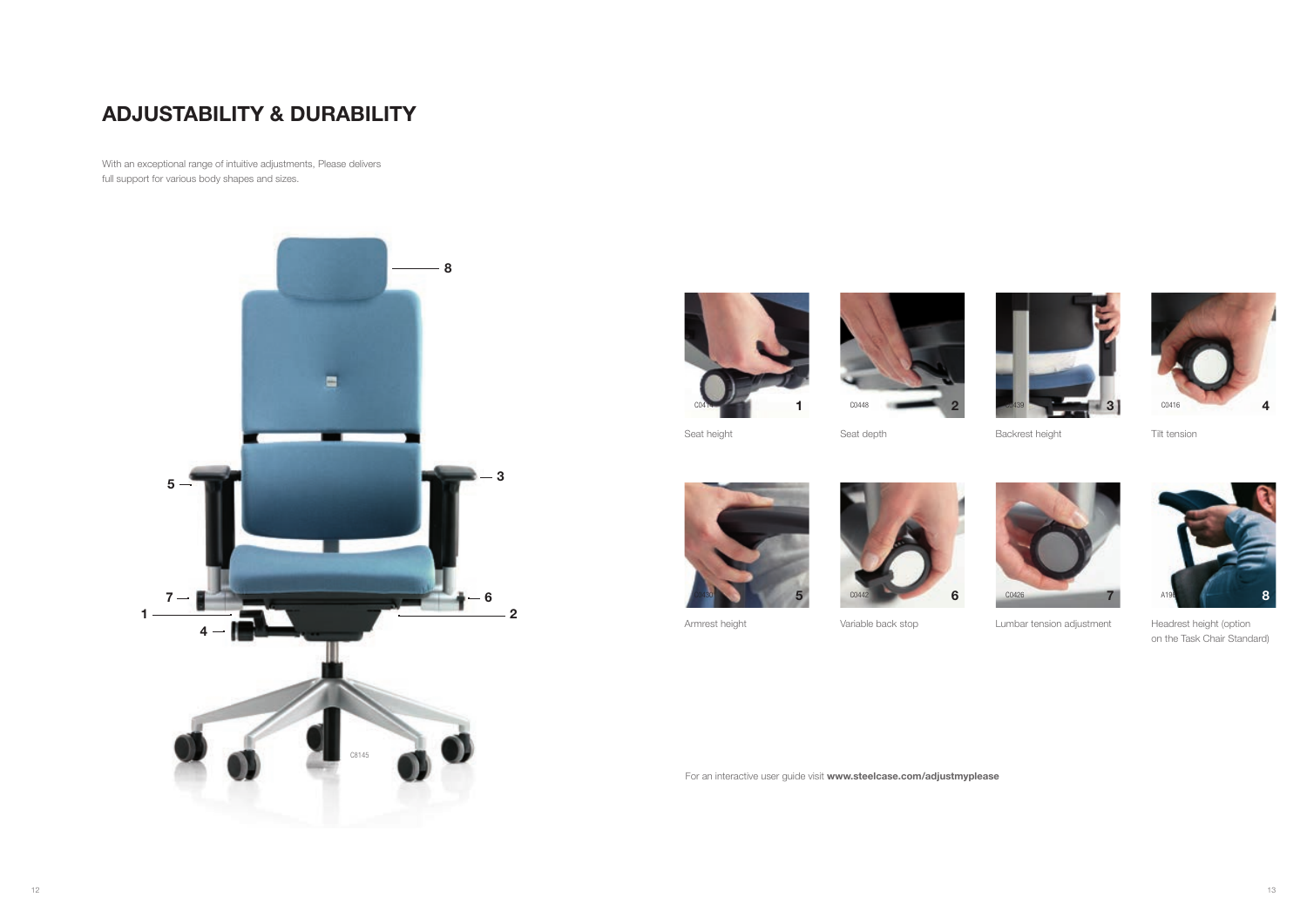# ADJUSTABILITY & DURABILITY

With an exceptional range of intuitive adjustments, Please delivers full support for various body shapes and sizes.

1. Seat height
2. Seat depth
3. Backrest height
4. Tilt tension
5. Armrest height
6. Variable back stop
7. Lumbar tension adjustment
8. Headrest height (option on the Task Chair Standard)

For an interactive user guide visit **www.steelcase.com/adjustmyplease**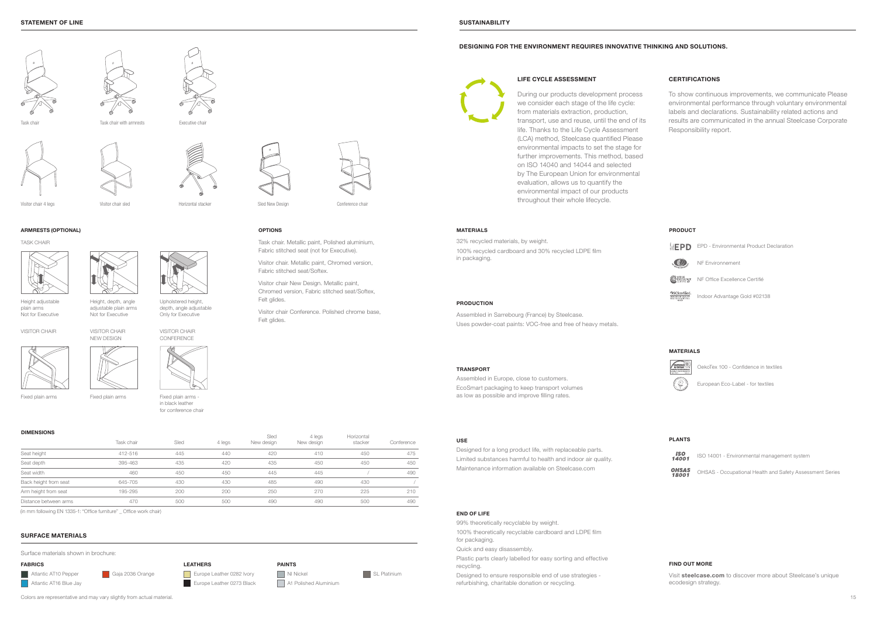## STATEMENT OF LINE

Task chair

Task chair with armrests

Executive chair

Visitor chair 4 legs

Visitor chair sled

Horizontal stacker

Sled New Design

Conference chair

### ARMRESTS (OPTIONAL)

TASK CHAIR

Height adjustable plain arms
Not for Executive

Height, depth, angle adjustable plain arms
Not for Executive

Upholstered height, depth, angle adjustable
Only for Executive

VISITOR CHAIR

Fixed plain arms

VISITOR CHAIR NEW DESIGN

Fixed plain arms

VISITOR CHAIR CONFERENCE

Fixed plain arms - in black leather for conference chair

### OPTIONS

Task chair. Metallic paint, Polished aluminium, Fabric stitched seat (not for Executive).

Visitor chair. Metallic paint, Chromed version, Fabric stitched seat/Softex.

Visitor chair New Design. Metallic paint, Chromed version, Fabric stitched seat/Softex, Felt glides.

Visitor chair Conference. Polished chrome base, Felt glides.

### DIMENSIONS

| | Task chair | Sled | 4 legs | Sled New design | 4 legs New design | Horizontal stacker | Conference |
|---|---|---|---|---|---|---|---|
| Seat height | 412-516 | 445 | 440 | 420 | 410 | 450 | 475 |
| Seat depth | 395-463 | 435 | 420 | 435 | 450 | 450 | 450 |
| Seat width | 460 | 450 | 450 | 445 | 445 | / | 490 |
| Back height from seat | 645-705 | 430 | 430 | 485 | 490 | 430 | / |
| Arm height from seat | 195-295 | 200 | 200 | 250 | 270 | 225 | 210 |
| Distance between arms | 470 | 500 | 500 | 490 | 490 | 500 | 490 |

(in mm following EN 1335-1: "Office furniture" _ Office work chair)

### SURFACE MATERIALS

Surface materials shown in brochure:

**FABRICS**

- Atlantic AT10 Pepper
- Atlantic AT16 Blue Jay
- Gaja 2036 Orange

**LEATHERS**

- Europe Leather 0282 Ivory
- Europe Leather 0273 Black

**PAINTS**

- NI Nickel
- A1 Polished Aluminium
- SL Platinium

Colors are representative and may vary slightly from actual material.

## SUSTAINABILITY

### DESIGNING FOR THE ENVIRONMENT REQUIRES INNOVATIVE THINKING AND SOLUTIONS.

### LIFE CYCLE ASSESSMENT

During our products development process we consider each stage of the life cycle: from materials extraction, production, transport, use and reuse, until the end of its life. Thanks to the Life Cycle Assessment (LCA) method, Steelcase quantified Please environmental impacts to set the stage for further improvements. This method, based on ISO 14040 and 14044 and selected by The European Union for environmental evaluation, allows us to quantify the environmental impact of our products throughout their whole lifecycle.

### CERTIFICATIONS

To show continuous improvements, we communicate Please environmental performance through voluntary environmental labels and declarations. Sustainability related actions and results are communicated in the annual Steelcase Corporate Responsibility report.

### MATERIALS

32% recycled materials, by weight.

100% recycled cardboard and 30% recycled LDPE film in packaging.

### PRODUCTION

Assembled in Sarrebourg (France) by Steelcase.

Uses powder-coat paints: VOC-free and free of heavy metals.

### TRANSPORT

Assembled in Europe, close to customers.

EcoSmart packaging to keep transport volumes as low as possible and improve filling rates.

### USE

Designed for a long product life, with replaceable parts.

Limited substances harmful to health and indoor air quality.

Maintenance information available on Steelcase.com

### END OF LIFE

99% theoretically recyclable by weight.

100% theoretically recyclable cardboard and LDPE film for packaging.

Quick and easy disassembly.

Plastic parts clearly labelled for easy sorting and effective recycling.

Designed to ensure responsible end of use strategies - refurbishing, charitable donation or recycling.

### PRODUCT

- EPD - Environmental Product Declaration
- NF Environnement
- NF Office Excellence Certifié
- Indoor Advantage Gold #02138

### MATERIALS

- OekoTex 100 - Confidence in textiles
- European Eco-Label - for textiles

### PLANTS

- ISO 14001 - Environmental management system
- OHSAS - Occupational Health and Safety Assessment Series

### FIND OUT MORE

Visit **steelcase.com** to discover more about Steelcase's unique ecodesign strategy.